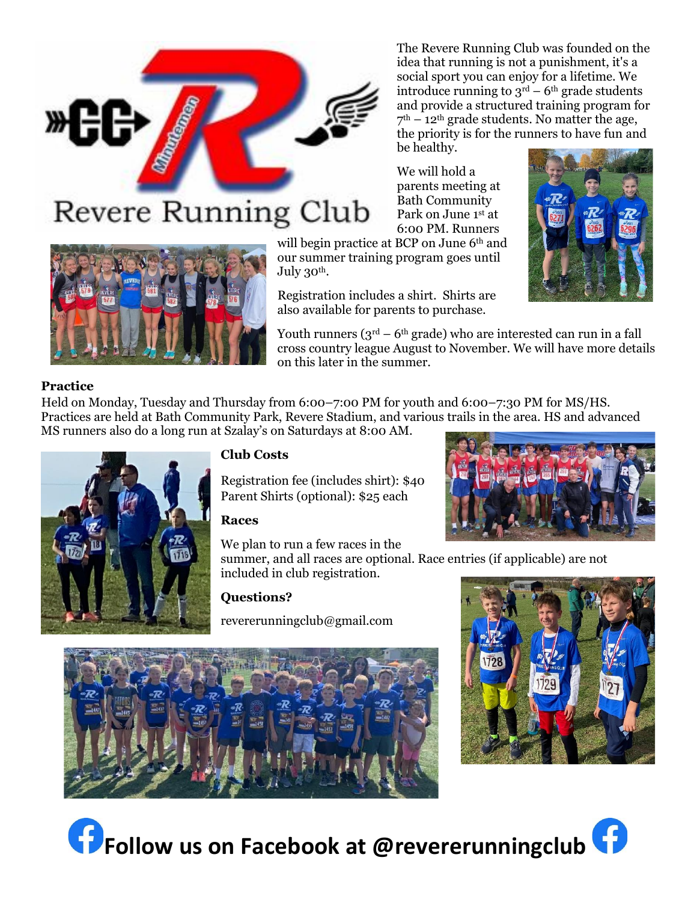# Revere Running Club

The Revere Running Club was founded on the idea that running is not a punishment, it's a social sport you can enjoy for a lifetime. We introduce running to 3rd – 6th grade students and provide a structured training program for 7th – 12th grade students. No matter the age, the priority is for the runners to have fun and be healthy.

We will hold a parents meeting at Bath Community Park on June 1st at 6:00 PM. Runners will begin practice at BCP on June 6th and our summer training program goes until July 30th.

Registration includes a shirt. Shirts are also available for parents to purchase.

Youth runners (3rd – 6th grade) who are interested can run in a fall cross country league August to November. We will have more details on this later in the summer.

**Practice**

Held on Monday, Tuesday and Thursday from 6:00–7:00 PM for youth and 6:00–7:30 PM for MS/HS. Practices are held at Bath Community Park, Revere Stadium, and various trails in the area. HS and advanced MS runners also do a long run at Szalay's on Saturdays at 8:00 AM.

**Club Costs**

Registration fee (includes shirt): $40
Parent Shirts (optional): $25 each

**Races**

We plan to run a few races in the summer, and all races are optional. Race entries (if applicable) are not included in club registration.

**Questions?**

reverrunningclub@gmail.com

**Follow us on Facebook at @revererunningclub**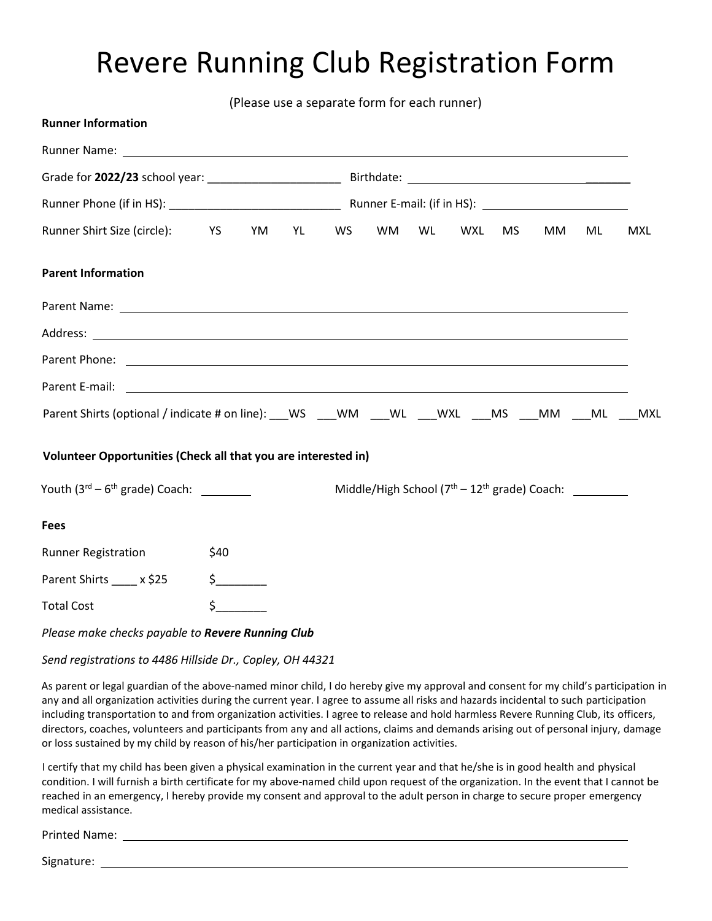# Revere Running Club Registration Form

(Please use a separate form for each runner)

**Runner Information**

Runner Name: ____________________________________________

Grade for **2022/23** school year: ____________________ Birthdate: ____________________

Runner Phone (if in HS): ____________________ Runner E-mail: (if in HS): ____________________

Runner Shirt Size (circle): YS YM YL WS WM WL WXL MS MM ML MXL

**Parent Information**

Parent Name: ____________________________________________

Address: ____________________________________________

Parent Phone: ____________________________________________

Parent E-mail: ____________________________________________

Parent Shirts (optional / indicate # on line): ___WS ___WM ___WL ___WXL ___MS ___MM ___ML ___MXL

**Volunteer Opportunities (Check all that you are interested in)**

Youth (3rd – 6th grade) Coach: ________ Middle/High School (7th – 12th grade) Coach: ________

**Fees**

Runner Registration $40

Parent Shirts ____ x $25 $________

Total Cost $________

*Please make checks payable to **Revere Running Club***

*Send registrations to 4486 Hillside Dr., Copley, OH 44321*

As parent or legal guardian of the above-named minor child, I do hereby give my approval and consent for my child's participation in any and all organization activities during the current year. I agree to assume all risks and hazards incidental to such participation including transportation to and from organization activities. I agree to release and hold harmless Revere Running Club, its officers, directors, coaches, volunteers and participants from any and all actions, claims and demands arising out of personal injury, damage or loss sustained by my child by reason of his/her participation in organization activities.

I certify that my child has been given a physical examination in the current year and that he/she is in good health and physical condition. I will furnish a birth certificate for my above-named child upon request of the organization. In the event that I cannot be reached in an emergency, I hereby provide my consent and approval to the adult person in charge to secure proper emergency medical assistance.

Printed Name: ____________________________________________

Signature: ____________________________________________